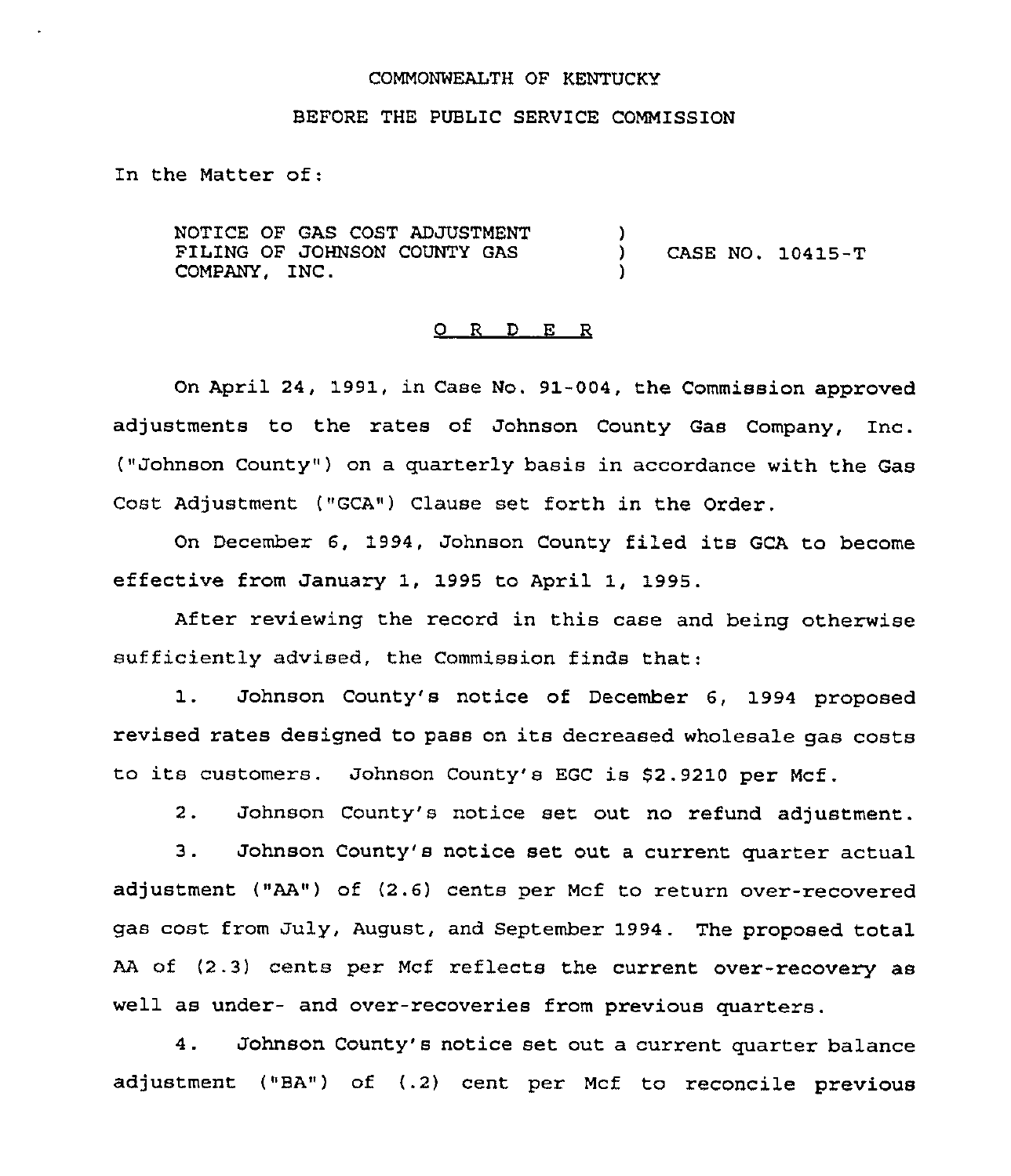COMMONWEALTH OF KENTUCKY

BEFORE THE PUBLIC SERVICE COMMISSION

In the Matter of:

| | | |
|---|---|---|
| NOTICE OF GAS COST ADJUSTMENT FILING OF JOHNSON COUNTY GAS COMPANY, INC. | ) ) ) | CASE NO. 10415-T |

## O R D E R

On April 24, 1991, in Case No. 91-004, the Commission approved adjustments to the rates of Johnson County Gas Company, Inc. ("Johnson County") on a quarterly basis in accordance with the Gas Cost Adjustment ("GCA") Clause set forth in the Order.

On December 6, 1994, Johnson County filed its GCA to become effective from January 1, 1995 to April 1, 1995.

After reviewing the record in this case and being otherwise sufficiently advised, the Commission finds that:

1. Johnson County's notice of December 6, 1994 proposed revised rates designed to pass on its decreased wholesale gas costs to its customers. Johnson County's EGC is $2.9210 per Mcf.

2. Johnson County's notice set out no refund adjustment.

3. Johnson County's notice set out a current quarter actual adjustment ("AA") of (2.6) cents per Mcf to return over-recovered gas cost from July, August, and September 1994. The proposed total AA of (2.3) cents per Mcf reflects the current over-recovery as well as under- and over-recoveries from previous quarters.

4. Johnson County's notice set out a current quarter balance adjustment ("BA") of (.2) cent per Mcf to reconcile previous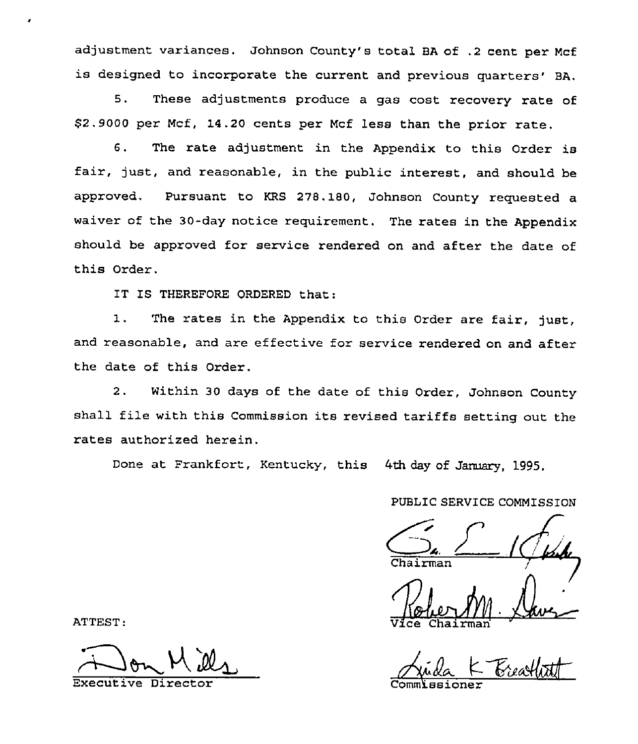adjustment variances. Johnson County's total BA of .2 cent per Mcf is designed to incorporate the current and previous quarters' BA.

5. These adjustments produce a gas cost recovery rate of $2.9000 per Mcf, 14.20 cents per Mcf less than the prior rate.

6. The rate adjustment in the Appendix to this Order is fair, just, and reasonable, in the public interest, and should be approved. Pursuant to KRS 278.180, Johnson County requested a waiver of the 30-day notice requirement. The rates in the Appendix should be approved for service rendered on and after the date of this Order.

IT IS THEREFORE ORDERED that:

1. The rates in the Appendix to this Order are fair, just, and reasonable, and are effective for service rendered on and after the date of this Order.

2. Within 30 days of the date of this Order, Johnson County shall file with this Commission its revised tariffs setting out the rates authorized herein.

Done at Frankfort, Kentucky, this 4th day of January, 1995.

PUBLIC SERVICE COMMISSION

Chairman

Vice Chairman

Commissioner

ATTEST:

Executive Director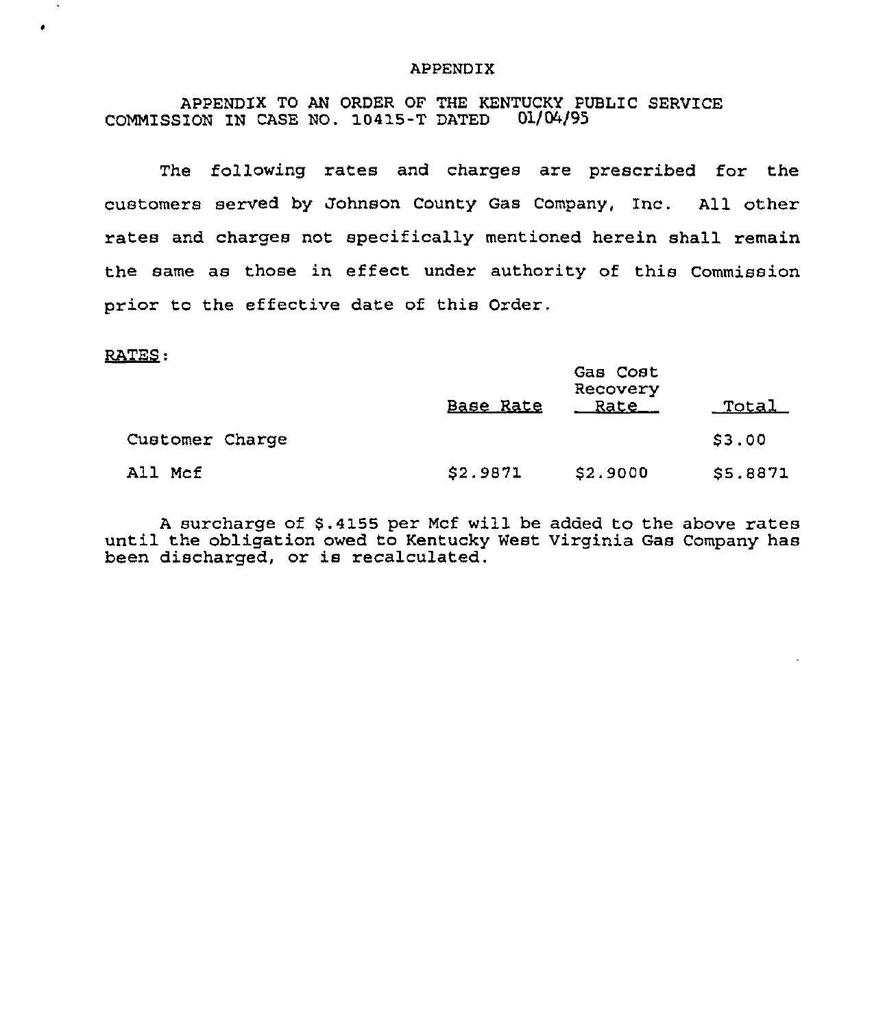# APPENDIX

APPENDIX TO AN ORDER OF THE KENTUCKY PUBLIC SERVICE COMMISSION IN CASE NO. 10415-T DATED 01/04/95

The following rates and charges are prescribed for the customers served by Johnson County Gas Company, Inc. All other rates and charges not specifically mentioned herein shall remain the same as those in effect under authority of this Commission prior to the effective date of this Order.

RATES:

| | Base Rate | Gas Cost Recovery Rate | Total |
|---|---|---|---|
| Customer Charge | | | $3.00 |
| All Mcf | $2.9871 | $2.9000 | $5.8871 |

A surcharge of $.4155 per Mcf will be added to the above rates until the obligation owed to Kentucky West Virginia Gas Company has been discharged, or is recalculated.